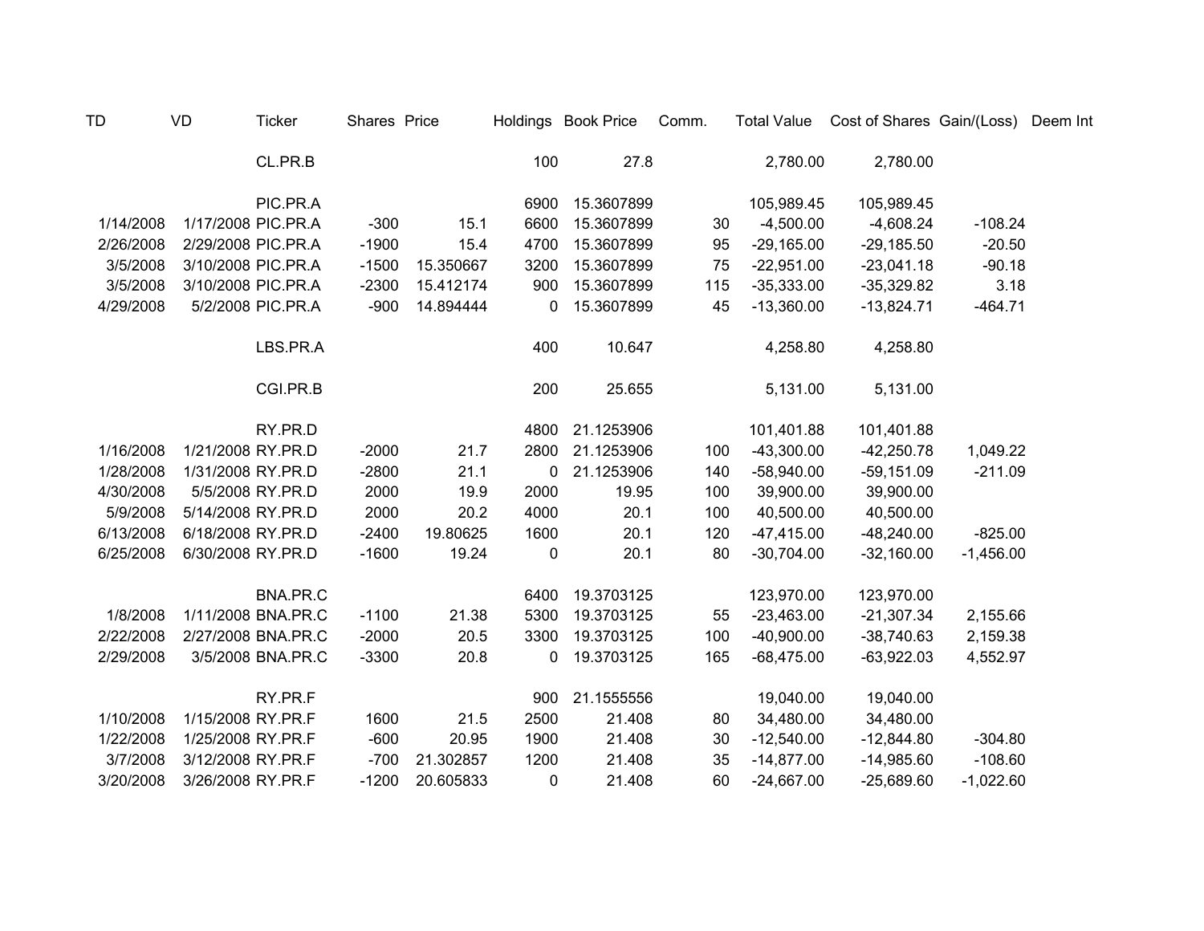| TD | VD | Ticker | Shares | Price | Holdings | Book Price | Comm. | Total Value | Cost of Shares | Gain/(Loss) | Deem Int |
|---|---|---|---|---|---|---|---|---|---|---|---|
| | | CL.PR.B | | | 100 | 27.8 | | 2,780.00 | 2,780.00 | | |
| | | | | | | | | | | | |
| | | PIC.PR.A | | | 6900 | 15.3607899 | | 105,989.45 | 105,989.45 | | |
| 1/14/2008 | 1/17/2008 | PIC.PR.A | -300 | 15.1 | 6600 | 15.3607899 | 30 | -4,500.00 | -4,608.24 | -108.24 | |
| 2/26/2008 | 2/29/2008 | PIC.PR.A | -1900 | 15.4 | 4700 | 15.3607899 | 95 | -29,165.00 | -29,185.50 | -20.50 | |
| 3/5/2008 | 3/10/2008 | PIC.PR.A | -1500 | 15.350667 | 3200 | 15.3607899 | 75 | -22,951.00 | -23,041.18 | -90.18 | |
| 3/5/2008 | 3/10/2008 | PIC.PR.A | -2300 | 15.412174 | 900 | 15.3607899 | 115 | -35,333.00 | -35,329.82 | 3.18 | |
| 4/29/2008 | 5/2/2008 | PIC.PR.A | -900 | 14.894444 | 0 | 15.3607899 | 45 | -13,360.00 | -13,824.71 | -464.71 | |
| | | | | | | | | | | | |
| | | LBS.PR.A | | | 400 | 10.647 | | 4,258.80 | 4,258.80 | | |
| | | | | | | | | | | | |
| | | CGI.PR.B | | | 200 | 25.655 | | 5,131.00 | 5,131.00 | | |
| | | | | | | | | | | | |
| | | RY.PR.D | | | 4800 | 21.1253906 | | 101,401.88 | 101,401.88 | | |
| 1/16/2008 | 1/21/2008 | RY.PR.D | -2000 | 21.7 | 2800 | 21.1253906 | 100 | -43,300.00 | -42,250.78 | 1,049.22 | |
| 1/28/2008 | 1/31/2008 | RY.PR.D | -2800 | 21.1 | 0 | 21.1253906 | 140 | -58,940.00 | -59,151.09 | -211.09 | |
| 4/30/2008 | 5/5/2008 | RY.PR.D | 2000 | 19.9 | 2000 | 19.95 | 100 | 39,900.00 | 39,900.00 | | |
| 5/9/2008 | 5/14/2008 | RY.PR.D | 2000 | 20.2 | 4000 | 20.1 | 100 | 40,500.00 | 40,500.00 | | |
| 6/13/2008 | 6/18/2008 | RY.PR.D | -2400 | 19.80625 | 1600 | 20.1 | 120 | -47,415.00 | -48,240.00 | -825.00 | |
| 6/25/2008 | 6/30/2008 | RY.PR.D | -1600 | 19.24 | 0 | 20.1 | 80 | -30,704.00 | -32,160.00 | -1,456.00 | |
| | | | | | | | | | | | |
| | | BNA.PR.C | | | 6400 | 19.3703125 | | 123,970.00 | 123,970.00 | | |
| 1/8/2008 | 1/11/2008 | BNA.PR.C | -1100 | 21.38 | 5300 | 19.3703125 | 55 | -23,463.00 | -21,307.34 | 2,155.66 | |
| 2/22/2008 | 2/27/2008 | BNA.PR.C | -2000 | 20.5 | 3300 | 19.3703125 | 100 | -40,900.00 | -38,740.63 | 2,159.38 | |
| 2/29/2008 | 3/5/2008 | BNA.PR.C | -3300 | 20.8 | 0 | 19.3703125 | 165 | -68,475.00 | -63,922.03 | 4,552.97 | |
| | | | | | | | | | | | |
| | | RY.PR.F | | | 900 | 21.1555556 | | 19,040.00 | 19,040.00 | | |
| 1/10/2008 | 1/15/2008 | RY.PR.F | 1600 | 21.5 | 2500 | 21.408 | 80 | 34,480.00 | 34,480.00 | | |
| 1/22/2008 | 1/25/2008 | RY.PR.F | -600 | 20.95 | 1900 | 21.408 | 30 | -12,540.00 | -12,844.80 | -304.80 | |
| 3/7/2008 | 3/12/2008 | RY.PR.F | -700 | 21.302857 | 1200 | 21.408 | 35 | -14,877.00 | -14,985.60 | -108.60 | |
| 3/20/2008 | 3/26/2008 | RY.PR.F | -1200 | 20.605833 | 0 | 21.408 | 60 | -24,667.00 | -25,689.60 | -1,022.60 | |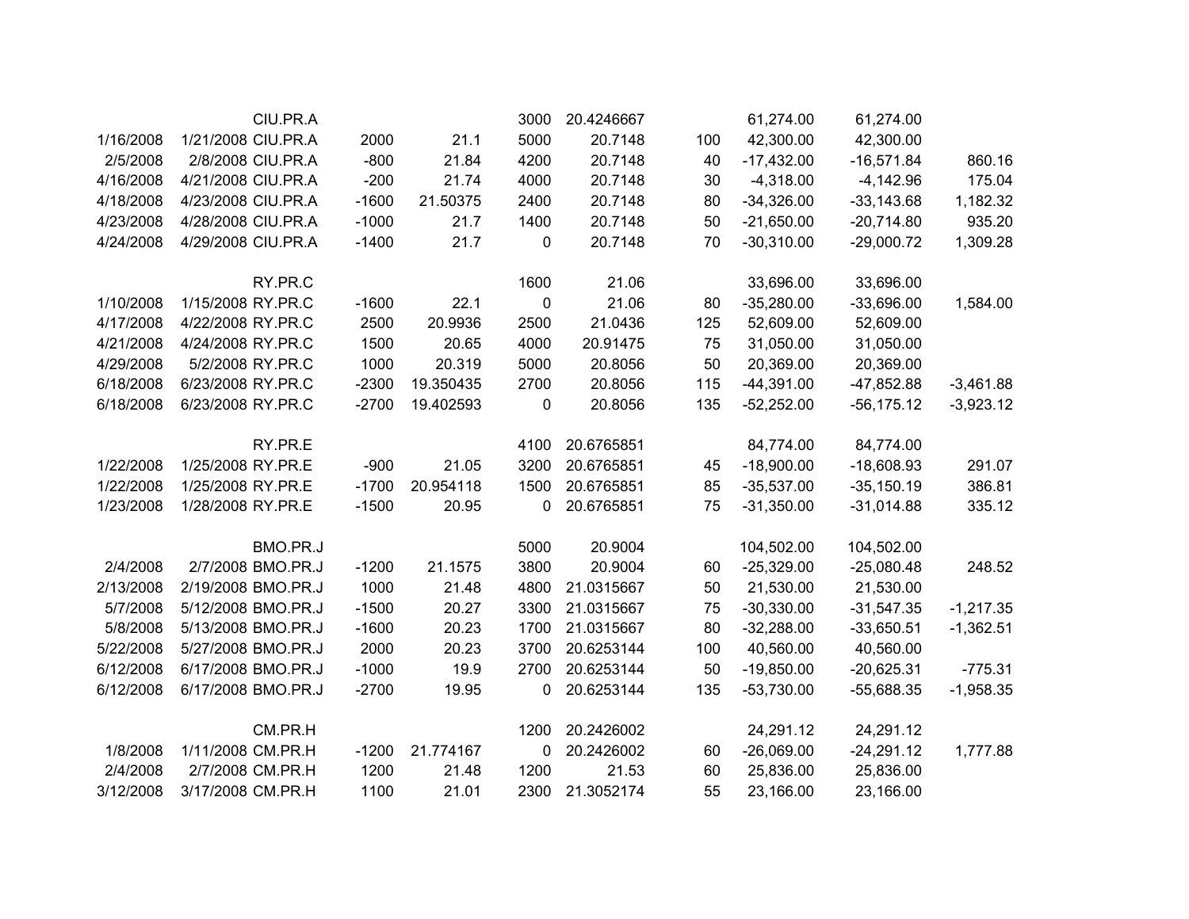| | | | | | | | | | | |
|---|---|---|---|---|---|---|---|---|---|---|
| | | CIU.PR.A | | | 3000 | 20.4246667 | | 61,274.00 | 61,274.00 | |
| 1/16/2008 | 1/21/2008 | CIU.PR.A | 2000 | 21.1 | 5000 | 20.7148 | 100 | 42,300.00 | 42,300.00 | |
| 2/5/2008 | 2/8/2008 | CIU.PR.A | -800 | 21.84 | 4200 | 20.7148 | 40 | -17,432.00 | -16,571.84 | 860.16 |
| 4/16/2008 | 4/21/2008 | CIU.PR.A | -200 | 21.74 | 4000 | 20.7148 | 30 | -4,318.00 | -4,142.96 | 175.04 |
| 4/18/2008 | 4/23/2008 | CIU.PR.A | -1600 | 21.50375 | 2400 | 20.7148 | 80 | -34,326.00 | -33,143.68 | 1,182.32 |
| 4/23/2008 | 4/28/2008 | CIU.PR.A | -1000 | 21.7 | 1400 | 20.7148 | 50 | -21,650.00 | -20,714.80 | 935.20 |
| 4/24/2008 | 4/29/2008 | CIU.PR.A | -1400 | 21.7 | 0 | 20.7148 | 70 | -30,310.00 | -29,000.72 | 1,309.28 |
| | | | | | | | | | | |
| | | RY.PR.C | | | 1600 | 21.06 | | 33,696.00 | 33,696.00 | |
| 1/10/2008 | 1/15/2008 | RY.PR.C | -1600 | 22.1 | 0 | 21.06 | 80 | -35,280.00 | -33,696.00 | 1,584.00 |
| 4/17/2008 | 4/22/2008 | RY.PR.C | 2500 | 20.9936 | 2500 | 21.0436 | 125 | 52,609.00 | 52,609.00 | |
| 4/21/2008 | 4/24/2008 | RY.PR.C | 1500 | 20.65 | 4000 | 20.91475 | 75 | 31,050.00 | 31,050.00 | |
| 4/29/2008 | 5/2/2008 | RY.PR.C | 1000 | 20.319 | 5000 | 20.8056 | 50 | 20,369.00 | 20,369.00 | |
| 6/18/2008 | 6/23/2008 | RY.PR.C | -2300 | 19.350435 | 2700 | 20.8056 | 115 | -44,391.00 | -47,852.88 | -3,461.88 |
| 6/18/2008 | 6/23/2008 | RY.PR.C | -2700 | 19.402593 | 0 | 20.8056 | 135 | -52,252.00 | -56,175.12 | -3,923.12 |
| | | | | | | | | | | |
| | | RY.PR.E | | | 4100 | 20.6765851 | | 84,774.00 | 84,774.00 | |
| 1/22/2008 | 1/25/2008 | RY.PR.E | -900 | 21.05 | 3200 | 20.6765851 | 45 | -18,900.00 | -18,608.93 | 291.07 |
| 1/22/2008 | 1/25/2008 | RY.PR.E | -1700 | 20.954118 | 1500 | 20.6765851 | 85 | -35,537.00 | -35,150.19 | 386.81 |
| 1/23/2008 | 1/28/2008 | RY.PR.E | -1500 | 20.95 | 0 | 20.6765851 | 75 | -31,350.00 | -31,014.88 | 335.12 |
| | | | | | | | | | | |
| | | BMO.PR.J | | | 5000 | 20.9004 | | 104,502.00 | 104,502.00 | |
| 2/4/2008 | 2/7/2008 | BMO.PR.J | -1200 | 21.1575 | 3800 | 20.9004 | 60 | -25,329.00 | -25,080.48 | 248.52 |
| 2/13/2008 | 2/19/2008 | BMO.PR.J | 1000 | 21.48 | 4800 | 21.0315667 | 50 | 21,530.00 | 21,530.00 | |
| 5/7/2008 | 5/12/2008 | BMO.PR.J | -1500 | 20.27 | 3300 | 21.0315667 | 75 | -30,330.00 | -31,547.35 | -1,217.35 |
| 5/8/2008 | 5/13/2008 | BMO.PR.J | -1600 | 20.23 | 1700 | 21.0315667 | 80 | -32,288.00 | -33,650.51 | -1,362.51 |
| 5/22/2008 | 5/27/2008 | BMO.PR.J | 2000 | 20.23 | 3700 | 20.6253144 | 100 | 40,560.00 | 40,560.00 | |
| 6/12/2008 | 6/17/2008 | BMO.PR.J | -1000 | 19.9 | 2700 | 20.6253144 | 50 | -19,850.00 | -20,625.31 | -775.31 |
| 6/12/2008 | 6/17/2008 | BMO.PR.J | -2700 | 19.95 | 0 | 20.6253144 | 135 | -53,730.00 | -55,688.35 | -1,958.35 |
| | | | | | | | | | | |
| | | CM.PR.H | | | 1200 | 20.2426002 | | 24,291.12 | 24,291.12 | |
| 1/8/2008 | 1/11/2008 | CM.PR.H | -1200 | 21.774167 | 0 | 20.2426002 | 60 | -26,069.00 | -24,291.12 | 1,777.88 |
| 2/4/2008 | 2/7/2008 | CM.PR.H | 1200 | 21.48 | 1200 | 21.53 | 60 | 25,836.00 | 25,836.00 | |
| 3/12/2008 | 3/17/2008 | CM.PR.H | 1100 | 21.01 | 2300 | 21.3052174 | 55 | 23,166.00 | 23,166.00 | |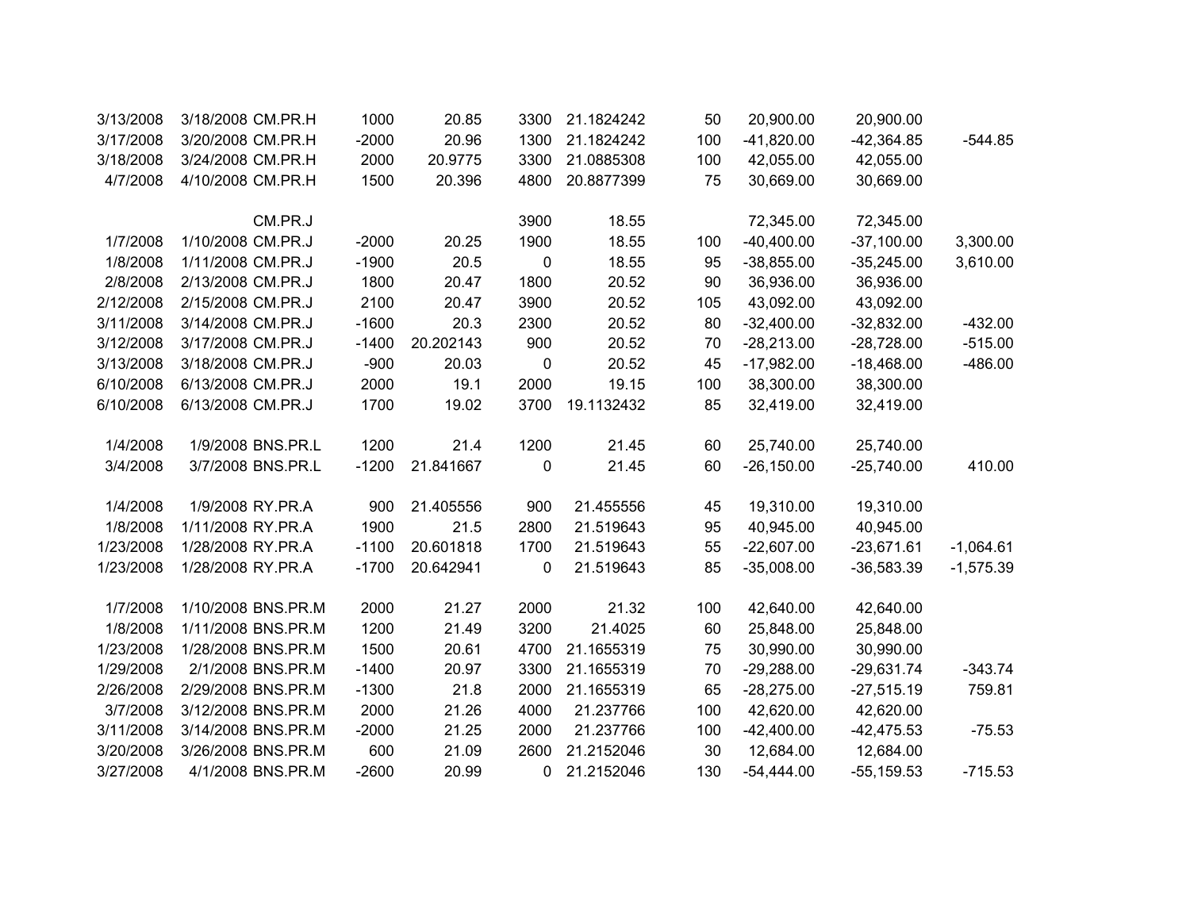| | | | | | | | | | | |
|---|---|---|---|---|---|---|---|---|---|---|
| 3/13/2008 | 3/18/2008 | CM.PR.H | 1000 | 20.85 | 3300 | 21.1824242 | 50 | 20,900.00 | 20,900.00 | |
| 3/17/2008 | 3/20/2008 | CM.PR.H | -2000 | 20.96 | 1300 | 21.1824242 | 100 | -41,820.00 | -42,364.85 | -544.85 |
| 3/18/2008 | 3/24/2008 | CM.PR.H | 2000 | 20.9775 | 3300 | 21.0885308 | 100 | 42,055.00 | 42,055.00 | |
| 4/7/2008 | 4/10/2008 | CM.PR.H | 1500 | 20.396 | 4800 | 20.8877399 | 75 | 30,669.00 | 30,669.00 | |
| | | | | | | | | | | |
| | | CM.PR.J | | | 3900 | 18.55 | | 72,345.00 | 72,345.00 | |
| 1/7/2008 | 1/10/2008 | CM.PR.J | -2000 | 20.25 | 1900 | 18.55 | 100 | -40,400.00 | -37,100.00 | 3,300.00 |
| 1/8/2008 | 1/11/2008 | CM.PR.J | -1900 | 20.5 | 0 | 18.55 | 95 | -38,855.00 | -35,245.00 | 3,610.00 |
| 2/8/2008 | 2/13/2008 | CM.PR.J | 1800 | 20.47 | 1800 | 20.52 | 90 | 36,936.00 | 36,936.00 | |
| 2/12/2008 | 2/15/2008 | CM.PR.J | 2100 | 20.47 | 3900 | 20.52 | 105 | 43,092.00 | 43,092.00 | |
| 3/11/2008 | 3/14/2008 | CM.PR.J | -1600 | 20.3 | 2300 | 20.52 | 80 | -32,400.00 | -32,832.00 | -432.00 |
| 3/12/2008 | 3/17/2008 | CM.PR.J | -1400 | 20.202143 | 900 | 20.52 | 70 | -28,213.00 | -28,728.00 | -515.00 |
| 3/13/2008 | 3/18/2008 | CM.PR.J | -900 | 20.03 | 0 | 20.52 | 45 | -17,982.00 | -18,468.00 | -486.00 |
| 6/10/2008 | 6/13/2008 | CM.PR.J | 2000 | 19.1 | 2000 | 19.15 | 100 | 38,300.00 | 38,300.00 | |
| 6/10/2008 | 6/13/2008 | CM.PR.J | 1700 | 19.02 | 3700 | 19.1132432 | 85 | 32,419.00 | 32,419.00 | |
| | | | | | | | | | | |
| 1/4/2008 | 1/9/2008 | BNS.PR.L | 1200 | 21.4 | 1200 | 21.45 | 60 | 25,740.00 | 25,740.00 | |
| 3/4/2008 | 3/7/2008 | BNS.PR.L | -1200 | 21.841667 | 0 | 21.45 | 60 | -26,150.00 | -25,740.00 | 410.00 |
| | | | | | | | | | | |
| 1/4/2008 | 1/9/2008 | RY.PR.A | 900 | 21.405556 | 900 | 21.455556 | 45 | 19,310.00 | 19,310.00 | |
| 1/8/2008 | 1/11/2008 | RY.PR.A | 1900 | 21.5 | 2800 | 21.519643 | 95 | 40,945.00 | 40,945.00 | |
| 1/23/2008 | 1/28/2008 | RY.PR.A | -1100 | 20.601818 | 1700 | 21.519643 | 55 | -22,607.00 | -23,671.61 | -1,064.61 |
| 1/23/2008 | 1/28/2008 | RY.PR.A | -1700 | 20.642941 | 0 | 21.519643 | 85 | -35,008.00 | -36,583.39 | -1,575.39 |
| | | | | | | | | | | |
| 1/7/2008 | 1/10/2008 | BNS.PR.M | 2000 | 21.27 | 2000 | 21.32 | 100 | 42,640.00 | 42,640.00 | |
| 1/8/2008 | 1/11/2008 | BNS.PR.M | 1200 | 21.49 | 3200 | 21.4025 | 60 | 25,848.00 | 25,848.00 | |
| 1/23/2008 | 1/28/2008 | BNS.PR.M | 1500 | 20.61 | 4700 | 21.1655319 | 75 | 30,990.00 | 30,990.00 | |
| 1/29/2008 | 2/1/2008 | BNS.PR.M | -1400 | 20.97 | 3300 | 21.1655319 | 70 | -29,288.00 | -29,631.74 | -343.74 |
| 2/26/2008 | 2/29/2008 | BNS.PR.M | -1300 | 21.8 | 2000 | 21.1655319 | 65 | -28,275.00 | -27,515.19 | 759.81 |
| 3/7/2008 | 3/12/2008 | BNS.PR.M | 2000 | 21.26 | 4000 | 21.237766 | 100 | 42,620.00 | 42,620.00 | |
| 3/11/2008 | 3/14/2008 | BNS.PR.M | -2000 | 21.25 | 2000 | 21.237766 | 100 | -42,400.00 | -42,475.53 | -75.53 |
| 3/20/2008 | 3/26/2008 | BNS.PR.M | 600 | 21.09 | 2600 | 21.2152046 | 30 | 12,684.00 | 12,684.00 | |
| 3/27/2008 | 4/1/2008 | BNS.PR.M | -2600 | 20.99 | 0 | 21.2152046 | 130 | -54,444.00 | -55,159.53 | -715.53 |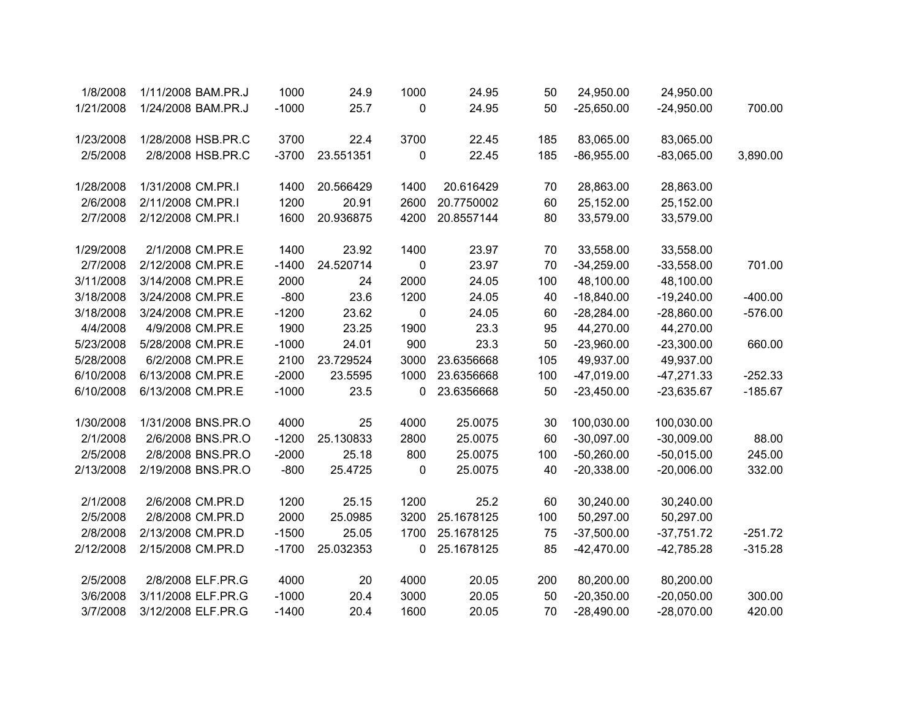| | | | | | | | | | | |
|---|---|---|---|---|---|---|---|---|---|---|
| 1/8/2008 | 1/11/2008 | BAM.PR.J | 1000 | 24.9 | 1000 | 24.95 | 50 | 24,950.00 | 24,950.00 | |
| 1/21/2008 | 1/24/2008 | BAM.PR.J | -1000 | 25.7 | 0 | 24.95 | 50 | -25,650.00 | -24,950.00 | 700.00 |
| | | | | | | | | | | |
| 1/23/2008 | 1/28/2008 | HSB.PR.C | 3700 | 22.4 | 3700 | 22.45 | 185 | 83,065.00 | 83,065.00 | |
| 2/5/2008 | 2/8/2008 | HSB.PR.C | -3700 | 23.551351 | 0 | 22.45 | 185 | -86,955.00 | -83,065.00 | 3,890.00 |
| | | | | | | | | | | |
| 1/28/2008 | 1/31/2008 | CM.PR.I | 1400 | 20.566429 | 1400 | 20.616429 | 70 | 28,863.00 | 28,863.00 | |
| 2/6/2008 | 2/11/2008 | CM.PR.I | 1200 | 20.91 | 2600 | 20.7750002 | 60 | 25,152.00 | 25,152.00 | |
| 2/7/2008 | 2/12/2008 | CM.PR.I | 1600 | 20.936875 | 4200 | 20.8557144 | 80 | 33,579.00 | 33,579.00 | |
| | | | | | | | | | | |
| 1/29/2008 | 2/1/2008 | CM.PR.E | 1400 | 23.92 | 1400 | 23.97 | 70 | 33,558.00 | 33,558.00 | |
| 2/7/2008 | 2/12/2008 | CM.PR.E | -1400 | 24.520714 | 0 | 23.97 | 70 | -34,259.00 | -33,558.00 | 701.00 |
| 3/11/2008 | 3/14/2008 | CM.PR.E | 2000 | 24 | 2000 | 24.05 | 100 | 48,100.00 | 48,100.00 | |
| 3/18/2008 | 3/24/2008 | CM.PR.E | -800 | 23.6 | 1200 | 24.05 | 40 | -18,840.00 | -19,240.00 | -400.00 |
| 3/18/2008 | 3/24/2008 | CM.PR.E | -1200 | 23.62 | 0 | 24.05 | 60 | -28,284.00 | -28,860.00 | -576.00 |
| 4/4/2008 | 4/9/2008 | CM.PR.E | 1900 | 23.25 | 1900 | 23.3 | 95 | 44,270.00 | 44,270.00 | |
| 5/23/2008 | 5/28/2008 | CM.PR.E | -1000 | 24.01 | 900 | 23.3 | 50 | -23,960.00 | -23,300.00 | 660.00 |
| 5/28/2008 | 6/2/2008 | CM.PR.E | 2100 | 23.729524 | 3000 | 23.6356668 | 105 | 49,937.00 | 49,937.00 | |
| 6/10/2008 | 6/13/2008 | CM.PR.E | -2000 | 23.5595 | 1000 | 23.6356668 | 100 | -47,019.00 | -47,271.33 | -252.33 |
| 6/10/2008 | 6/13/2008 | CM.PR.E | -1000 | 23.5 | 0 | 23.6356668 | 50 | -23,450.00 | -23,635.67 | -185.67 |
| | | | | | | | | | | |
| 1/30/2008 | 1/31/2008 | BNS.PR.O | 4000 | 25 | 4000 | 25.0075 | 30 | 100,030.00 | 100,030.00 | |
| 2/1/2008 | 2/6/2008 | BNS.PR.O | -1200 | 25.130833 | 2800 | 25.0075 | 60 | -30,097.00 | -30,009.00 | 88.00 |
| 2/5/2008 | 2/8/2008 | BNS.PR.O | -2000 | 25.18 | 800 | 25.0075 | 100 | -50,260.00 | -50,015.00 | 245.00 |
| 2/13/2008 | 2/19/2008 | BNS.PR.O | -800 | 25.4725 | 0 | 25.0075 | 40 | -20,338.00 | -20,006.00 | 332.00 |
| | | | | | | | | | | |
| 2/1/2008 | 2/6/2008 | CM.PR.D | 1200 | 25.15 | 1200 | 25.2 | 60 | 30,240.00 | 30,240.00 | |
| 2/5/2008 | 2/8/2008 | CM.PR.D | 2000 | 25.0985 | 3200 | 25.1678125 | 100 | 50,297.00 | 50,297.00 | |
| 2/8/2008 | 2/13/2008 | CM.PR.D | -1500 | 25.05 | 1700 | 25.1678125 | 75 | -37,500.00 | -37,751.72 | -251.72 |
| 2/12/2008 | 2/15/2008 | CM.PR.D | -1700 | 25.032353 | 0 | 25.1678125 | 85 | -42,470.00 | -42,785.28 | -315.28 |
| | | | | | | | | | | |
| 2/5/2008 | 2/8/2008 | ELF.PR.G | 4000 | 20 | 4000 | 20.05 | 200 | 80,200.00 | 80,200.00 | |
| 3/6/2008 | 3/11/2008 | ELF.PR.G | -1000 | 20.4 | 3000 | 20.05 | 50 | -20,350.00 | -20,050.00 | 300.00 |
| 3/7/2008 | 3/12/2008 | ELF.PR.G | -1400 | 20.4 | 1600 | 20.05 | 70 | -28,490.00 | -28,070.00 | 420.00 |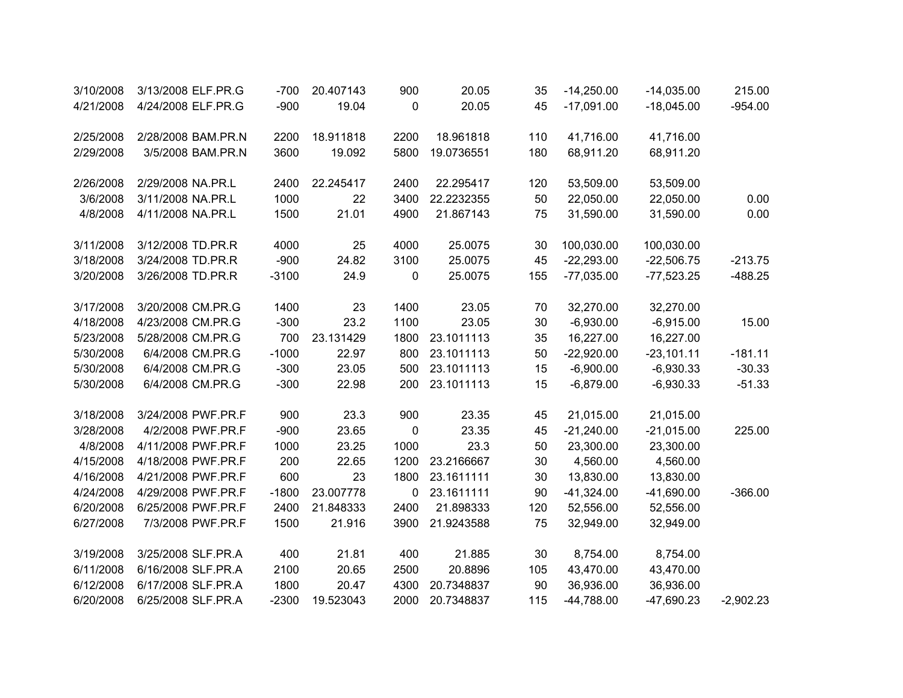| | | | | | | | | | | |
|---|---|---|---|---|---|---|---|---|---|---|
| 3/10/2008 | 3/13/2008 | ELF.PR.G | -700 | 20.407143 | 900 | 20.05 | 35 | -14,250.00 | -14,035.00 | 215.00 |
| 4/21/2008 | 4/24/2008 | ELF.PR.G | -900 | 19.04 | 0 | 20.05 | 45 | -17,091.00 | -18,045.00 | -954.00 |
| | | | | | | | | | | |
| 2/25/2008 | 2/28/2008 | BAM.PR.N | 2200 | 18.911818 | 2200 | 18.961818 | 110 | 41,716.00 | 41,716.00 | |
| 2/29/2008 | 3/5/2008 | BAM.PR.N | 3600 | 19.092 | 5800 | 19.0736551 | 180 | 68,911.20 | 68,911.20 | |
| | | | | | | | | | | |
| 2/26/2008 | 2/29/2008 | NA.PR.L | 2400 | 22.245417 | 2400 | 22.295417 | 120 | 53,509.00 | 53,509.00 | |
| 3/6/2008 | 3/11/2008 | NA.PR.L | 1000 | 22 | 3400 | 22.2232355 | 50 | 22,050.00 | 22,050.00 | 0.00 |
| 4/8/2008 | 4/11/2008 | NA.PR.L | 1500 | 21.01 | 4900 | 21.867143 | 75 | 31,590.00 | 31,590.00 | 0.00 |
| | | | | | | | | | | |
| 3/11/2008 | 3/12/2008 | TD.PR.R | 4000 | 25 | 4000 | 25.0075 | 30 | 100,030.00 | 100,030.00 | |
| 3/18/2008 | 3/24/2008 | TD.PR.R | -900 | 24.82 | 3100 | 25.0075 | 45 | -22,293.00 | -22,506.75 | -213.75 |
| 3/20/2008 | 3/26/2008 | TD.PR.R | -3100 | 24.9 | 0 | 25.0075 | 155 | -77,035.00 | -77,523.25 | -488.25 |
| | | | | | | | | | | |
| 3/17/2008 | 3/20/2008 | CM.PR.G | 1400 | 23 | 1400 | 23.05 | 70 | 32,270.00 | 32,270.00 | |
| 4/18/2008 | 4/23/2008 | CM.PR.G | -300 | 23.2 | 1100 | 23.05 | 30 | -6,930.00 | -6,915.00 | 15.00 |
| 5/23/2008 | 5/28/2008 | CM.PR.G | 700 | 23.131429 | 1800 | 23.1011113 | 35 | 16,227.00 | 16,227.00 | |
| 5/30/2008 | 6/4/2008 | CM.PR.G | -1000 | 22.97 | 800 | 23.1011113 | 50 | -22,920.00 | -23,101.11 | -181.11 |
| 5/30/2008 | 6/4/2008 | CM.PR.G | -300 | 23.05 | 500 | 23.1011113 | 15 | -6,900.00 | -6,930.33 | -30.33 |
| 5/30/2008 | 6/4/2008 | CM.PR.G | -300 | 22.98 | 200 | 23.1011113 | 15 | -6,879.00 | -6,930.33 | -51.33 |
| | | | | | | | | | | |
| 3/18/2008 | 3/24/2008 | PWF.PR.F | 900 | 23.3 | 900 | 23.35 | 45 | 21,015.00 | 21,015.00 | |
| 3/28/2008 | 4/2/2008 | PWF.PR.F | -900 | 23.65 | 0 | 23.35 | 45 | -21,240.00 | -21,015.00 | 225.00 |
| 4/8/2008 | 4/11/2008 | PWF.PR.F | 1000 | 23.25 | 1000 | 23.3 | 50 | 23,300.00 | 23,300.00 | |
| 4/15/2008 | 4/18/2008 | PWF.PR.F | 200 | 22.65 | 1200 | 23.2166667 | 30 | 4,560.00 | 4,560.00 | |
| 4/16/2008 | 4/21/2008 | PWF.PR.F | 600 | 23 | 1800 | 23.1611111 | 30 | 13,830.00 | 13,830.00 | |
| 4/24/2008 | 4/29/2008 | PWF.PR.F | -1800 | 23.007778 | 0 | 23.1611111 | 90 | -41,324.00 | -41,690.00 | -366.00 |
| 6/20/2008 | 6/25/2008 | PWF.PR.F | 2400 | 21.848333 | 2400 | 21.898333 | 120 | 52,556.00 | 52,556.00 | |
| 6/27/2008 | 7/3/2008 | PWF.PR.F | 1500 | 21.916 | 3900 | 21.9243588 | 75 | 32,949.00 | 32,949.00 | |
| | | | | | | | | | | |
| 3/19/2008 | 3/25/2008 | SLF.PR.A | 400 | 21.81 | 400 | 21.885 | 30 | 8,754.00 | 8,754.00 | |
| 6/11/2008 | 6/16/2008 | SLF.PR.A | 2100 | 20.65 | 2500 | 20.8896 | 105 | 43,470.00 | 43,470.00 | |
| 6/12/2008 | 6/17/2008 | SLF.PR.A | 1800 | 20.47 | 4300 | 20.7348837 | 90 | 36,936.00 | 36,936.00 | |
| 6/20/2008 | 6/25/2008 | SLF.PR.A | -2300 | 19.523043 | 2000 | 20.7348837 | 115 | -44,788.00 | -47,690.23 | -2,902.23 |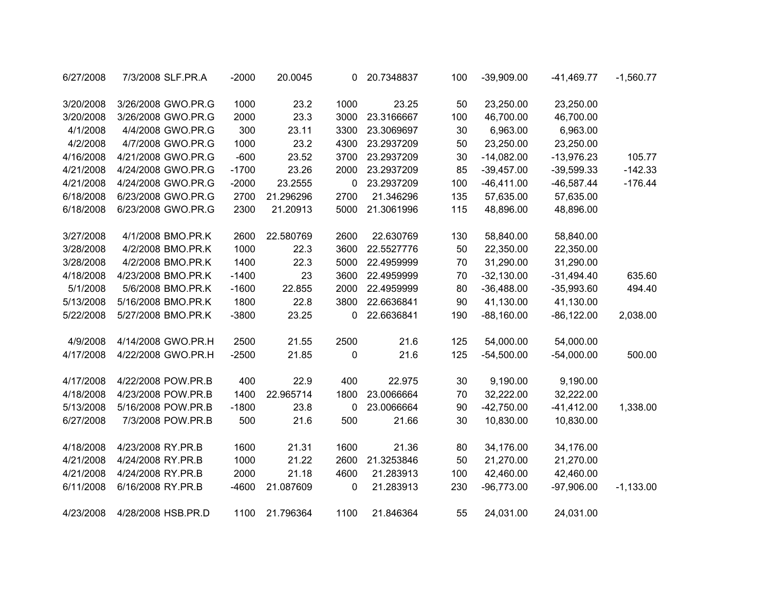|  |  |  |  |  |  |  |  |  |  |  |
|---|---|---|---|---|---|---|---|---|---|---|
| 6/27/2008 | 7/3/2008 | SLF.PR.A | -2000 | 20.0045 | 0 | 20.7348837 | 100 | -39,909.00 | -41,469.77 | -1,560.77 |
|  |  |  |  |  |  |  |  |  |  |  |
| 3/20/2008 | 3/26/2008 | GWO.PR.G | 1000 | 23.2 | 1000 | 23.25 | 50 | 23,250.00 | 23,250.00 |  |
| 3/20/2008 | 3/26/2008 | GWO.PR.G | 2000 | 23.3 | 3000 | 23.3166667 | 100 | 46,700.00 | 46,700.00 |  |
| 4/1/2008 | 4/4/2008 | GWO.PR.G | 300 | 23.11 | 3300 | 23.3069697 | 30 | 6,963.00 | 6,963.00 |  |
| 4/2/2008 | 4/7/2008 | GWO.PR.G | 1000 | 23.2 | 4300 | 23.2937209 | 50 | 23,250.00 | 23,250.00 |  |
| 4/16/2008 | 4/21/2008 | GWO.PR.G | -600 | 23.52 | 3700 | 23.2937209 | 30 | -14,082.00 | -13,976.23 | 105.77 |
| 4/21/2008 | 4/24/2008 | GWO.PR.G | -1700 | 23.26 | 2000 | 23.2937209 | 85 | -39,457.00 | -39,599.33 | -142.33 |
| 4/21/2008 | 4/24/2008 | GWO.PR.G | -2000 | 23.2555 | 0 | 23.2937209 | 100 | -46,411.00 | -46,587.44 | -176.44 |
| 6/18/2008 | 6/23/2008 | GWO.PR.G | 2700 | 21.296296 | 2700 | 21.346296 | 135 | 57,635.00 | 57,635.00 |  |
| 6/18/2008 | 6/23/2008 | GWO.PR.G | 2300 | 21.20913 | 5000 | 21.3061996 | 115 | 48,896.00 | 48,896.00 |  |
|  |  |  |  |  |  |  |  |  |  |  |
| 3/27/2008 | 4/1/2008 | BMO.PR.K | 2600 | 22.580769 | 2600 | 22.630769 | 130 | 58,840.00 | 58,840.00 |  |
| 3/28/2008 | 4/2/2008 | BMO.PR.K | 1000 | 22.3 | 3600 | 22.5527776 | 50 | 22,350.00 | 22,350.00 |  |
| 3/28/2008 | 4/2/2008 | BMO.PR.K | 1400 | 22.3 | 5000 | 22.4959999 | 70 | 31,290.00 | 31,290.00 |  |
| 4/18/2008 | 4/23/2008 | BMO.PR.K | -1400 | 23 | 3600 | 22.4959999 | 70 | -32,130.00 | -31,494.40 | 635.60 |
| 5/1/2008 | 5/6/2008 | BMO.PR.K | -1600 | 22.855 | 2000 | 22.4959999 | 80 | -36,488.00 | -35,993.60 | 494.40 |
| 5/13/2008 | 5/16/2008 | BMO.PR.K | 1800 | 22.8 | 3800 | 22.6636841 | 90 | 41,130.00 | 41,130.00 |  |
| 5/22/2008 | 5/27/2008 | BMO.PR.K | -3800 | 23.25 | 0 | 22.6636841 | 190 | -88,160.00 | -86,122.00 | 2,038.00 |
|  |  |  |  |  |  |  |  |  |  |  |
| 4/9/2008 | 4/14/2008 | GWO.PR.H | 2500 | 21.55 | 2500 | 21.6 | 125 | 54,000.00 | 54,000.00 |  |
| 4/17/2008 | 4/22/2008 | GWO.PR.H | -2500 | 21.85 | 0 | 21.6 | 125 | -54,500.00 | -54,000.00 | 500.00 |
|  |  |  |  |  |  |  |  |  |  |  |
| 4/17/2008 | 4/22/2008 | POW.PR.B | 400 | 22.9 | 400 | 22.975 | 30 | 9,190.00 | 9,190.00 |  |
| 4/18/2008 | 4/23/2008 | POW.PR.B | 1400 | 22.965714 | 1800 | 23.0066664 | 70 | 32,222.00 | 32,222.00 |  |
| 5/13/2008 | 5/16/2008 | POW.PR.B | -1800 | 23.8 | 0 | 23.0066664 | 90 | -42,750.00 | -41,412.00 | 1,338.00 |
| 6/27/2008 | 7/3/2008 | POW.PR.B | 500 | 21.6 | 500 | 21.66 | 30 | 10,830.00 | 10,830.00 |  |
|  |  |  |  |  |  |  |  |  |  |  |
| 4/18/2008 | 4/23/2008 | RY.PR.B | 1600 | 21.31 | 1600 | 21.36 | 80 | 34,176.00 | 34,176.00 |  |
| 4/21/2008 | 4/24/2008 | RY.PR.B | 1000 | 21.22 | 2600 | 21.3253846 | 50 | 21,270.00 | 21,270.00 |  |
| 4/21/2008 | 4/24/2008 | RY.PR.B | 2000 | 21.18 | 4600 | 21.283913 | 100 | 42,460.00 | 42,460.00 |  |
| 6/11/2008 | 6/16/2008 | RY.PR.B | -4600 | 21.087609 | 0 | 21.283913 | 230 | -96,773.00 | -97,906.00 | -1,133.00 |
|  |  |  |  |  |  |  |  |  |  |  |
| 4/23/2008 | 4/28/2008 | HSB.PR.D | 1100 | 21.796364 | 1100 | 21.846364 | 55 | 24,031.00 | 24,031.00 |  |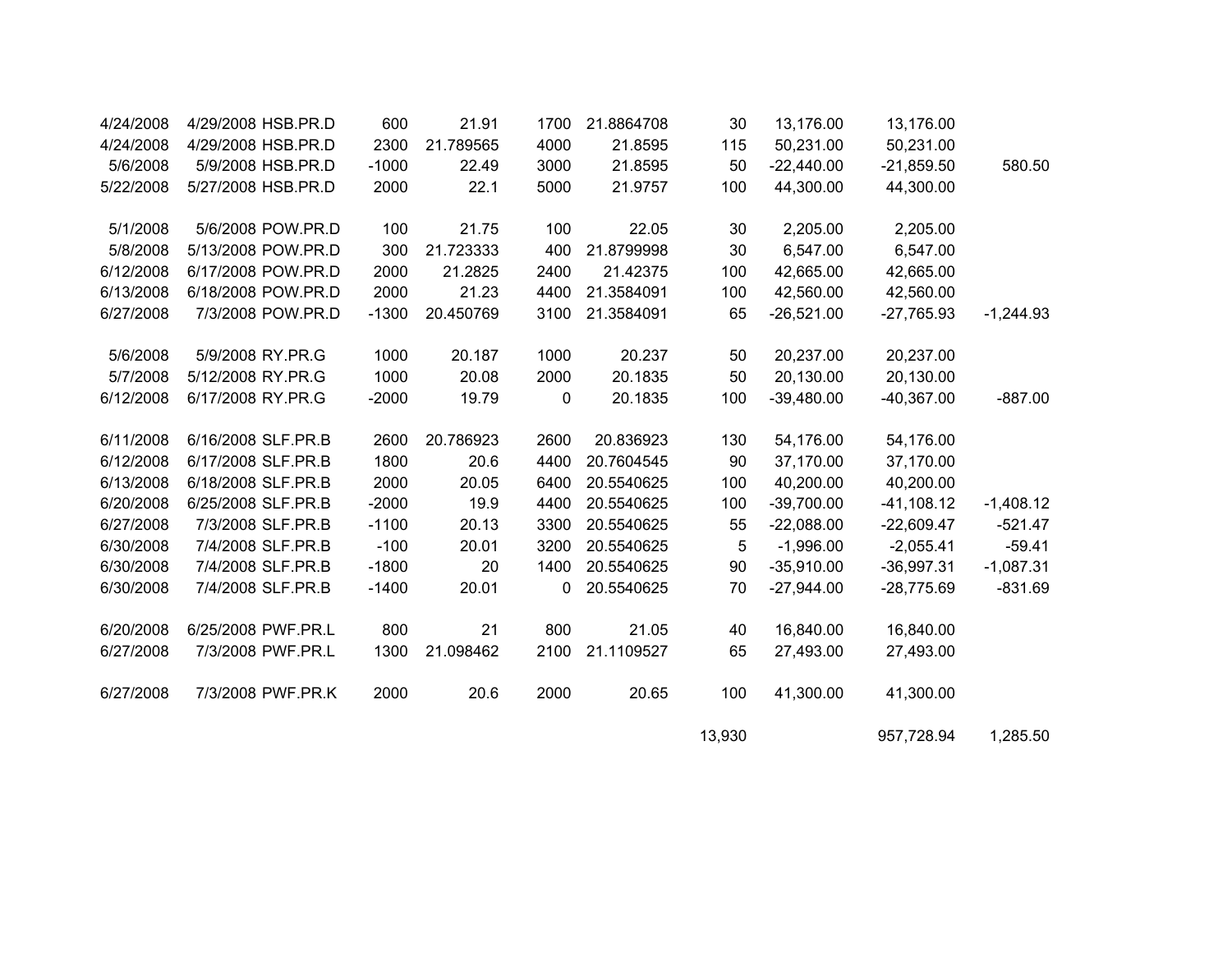| | | | | | | | | | | |
|---|---|---|---|---|---|---|---|---|---|---|
| 4/24/2008 | 4/29/2008 | HSB.PR.D | 600 | 21.91 | 1700 | 21.8864708 | 30 | 13,176.00 | 13,176.00 | |
| 4/24/2008 | 4/29/2008 | HSB.PR.D | 2300 | 21.789565 | 4000 | 21.8595 | 115 | 50,231.00 | 50,231.00 | |
| 5/6/2008 | 5/9/2008 | HSB.PR.D | -1000 | 22.49 | 3000 | 21.8595 | 50 | -22,440.00 | -21,859.50 | 580.50 |
| 5/22/2008 | 5/27/2008 | HSB.PR.D | 2000 | 22.1 | 5000 | 21.9757 | 100 | 44,300.00 | 44,300.00 | |
| | | | | | | | | | | |
| 5/1/2008 | 5/6/2008 | POW.PR.D | 100 | 21.75 | 100 | 22.05 | 30 | 2,205.00 | 2,205.00 | |
| 5/8/2008 | 5/13/2008 | POW.PR.D | 300 | 21.723333 | 400 | 21.8799998 | 30 | 6,547.00 | 6,547.00 | |
| 6/12/2008 | 6/17/2008 | POW.PR.D | 2000 | 21.2825 | 2400 | 21.42375 | 100 | 42,665.00 | 42,665.00 | |
| 6/13/2008 | 6/18/2008 | POW.PR.D | 2000 | 21.23 | 4400 | 21.3584091 | 100 | 42,560.00 | 42,560.00 | |
| 6/27/2008 | 7/3/2008 | POW.PR.D | -1300 | 20.450769 | 3100 | 21.3584091 | 65 | -26,521.00 | -27,765.93 | -1,244.93 |
| | | | | | | | | | | |
| 5/6/2008 | 5/9/2008 | RY.PR.G | 1000 | 20.187 | 1000 | 20.237 | 50 | 20,237.00 | 20,237.00 | |
| 5/7/2008 | 5/12/2008 | RY.PR.G | 1000 | 20.08 | 2000 | 20.1835 | 50 | 20,130.00 | 20,130.00 | |
| 6/12/2008 | 6/17/2008 | RY.PR.G | -2000 | 19.79 | 0 | 20.1835 | 100 | -39,480.00 | -40,367.00 | -887.00 |
| | | | | | | | | | | |
| 6/11/2008 | 6/16/2008 | SLF.PR.B | 2600 | 20.786923 | 2600 | 20.836923 | 130 | 54,176.00 | 54,176.00 | |
| 6/12/2008 | 6/17/2008 | SLF.PR.B | 1800 | 20.6 | 4400 | 20.7604545 | 90 | 37,170.00 | 37,170.00 | |
| 6/13/2008 | 6/18/2008 | SLF.PR.B | 2000 | 20.05 | 6400 | 20.5540625 | 100 | 40,200.00 | 40,200.00 | |
| 6/20/2008 | 6/25/2008 | SLF.PR.B | -2000 | 19.9 | 4400 | 20.5540625 | 100 | -39,700.00 | -41,108.12 | -1,408.12 |
| 6/27/2008 | 7/3/2008 | SLF.PR.B | -1100 | 20.13 | 3300 | 20.5540625 | 55 | -22,088.00 | -22,609.47 | -521.47 |
| 6/30/2008 | 7/4/2008 | SLF.PR.B | -100 | 20.01 | 3200 | 20.5540625 | 5 | -1,996.00 | -2,055.41 | -59.41 |
| 6/30/2008 | 7/4/2008 | SLF.PR.B | -1800 | 20 | 1400 | 20.5540625 | 90 | -35,910.00 | -36,997.31 | -1,087.31 |
| 6/30/2008 | 7/4/2008 | SLF.PR.B | -1400 | 20.01 | 0 | 20.5540625 | 70 | -27,944.00 | -28,775.69 | -831.69 |
| | | | | | | | | | | |
| 6/20/2008 | 6/25/2008 | PWF.PR.L | 800 | 21 | 800 | 21.05 | 40 | 16,840.00 | 16,840.00 | |
| 6/27/2008 | 7/3/2008 | PWF.PR.L | 1300 | 21.098462 | 2100 | 21.1109527 | 65 | 27,493.00 | 27,493.00 | |
| | | | | | | | | | | |
| 6/27/2008 | 7/3/2008 | PWF.PR.K | 2000 | 20.6 | 2000 | 20.65 | 100 | 41,300.00 | 41,300.00 | |
| | | | | | | | | | | |
| | | | | | | | 13,930 | | 957,728.94 | 1,285.50 |